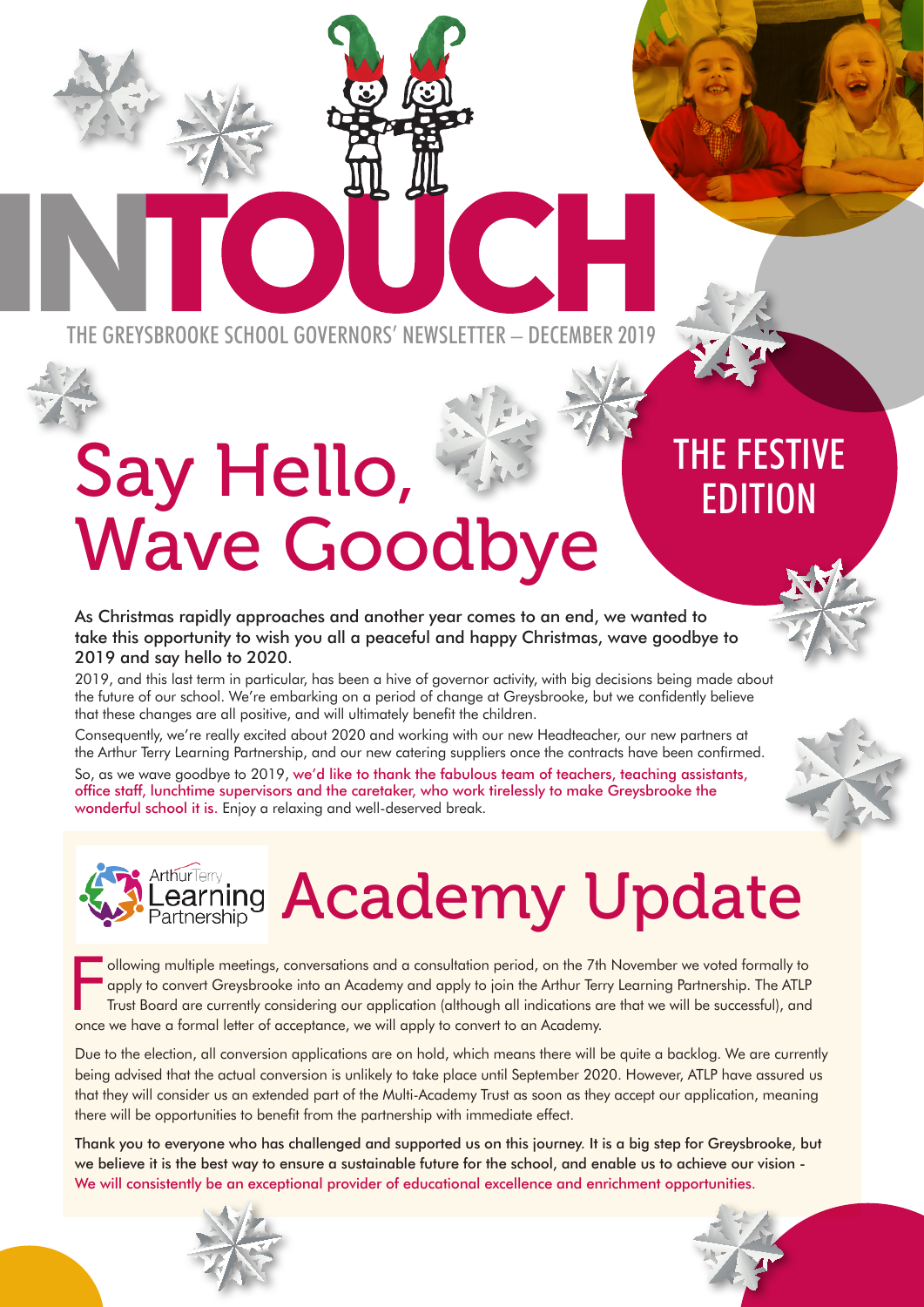# INTOUCH

THE GREYSBROOKE SCHOOL GOVERNORS' NEWSLETTER – DECEMBER 2019

THE FESTIVE EDITION

## Say Hello, Wave Goodbye

**As Christmas rapidly approaches and another year comes to an end, we wanted to take this opportunity to wish you all a peaceful and happy Christmas, wave goodbye to 2019 and say hello to 2020.**

2019, and this last term in particular, has been a hive of governor activity, with big decisions being made about the future of our school. We're embarking on a period of change at Greysbrooke, but we confidently believe that these changes are all positive, and will ultimately benefit the children.

Consequently, we're really excited about 2020 and working with our new Headteacher, our new partners at the Arthur Terry Learning Partnership, and our new catering suppliers once the contracts have been confirmed.

So, as we wave goodbye to 2019, we'd like to thank the fabulous team of teachers, teaching assistants, office staff, lunchtime supervisors and the caretaker, who work tirelessly to make Greysbrooke the wonderful school it is. Enjoy a relaxing and well-deserved break.

## Academy Update

Following multiple meetings, conversations and a consultation period, on the 7th November we voted formally to apply to convert Greysbrooke into an Academy and apply to join the Arthur Terry Learning Partnership. The ATLP Trust Board are currently considering our application (although all indications are that we will be successful), and once we have a formal letter of acceptance, we will apply to convert to an Academy.

Due to the election, all conversion applications are on hold, which means there will be quite a backlog. We are currently being advised that the actual conversion is unlikely to take place until September 2020. However, ATLP have assured us that they will consider us an extended part of the Multi-Academy Trust as soon as they accept our application, meaning there will be opportunities to benefit from the partnership with immediate effect.

**Thank you to everyone who has challenged and supported us on this journey. It is a big step for Greysbrooke, but we believe it is the best way to ensure a sustainable future for the school, and enable us to achieve our vision -** We will consistently be an exceptional provider of educational excellence and enrichment opportunities.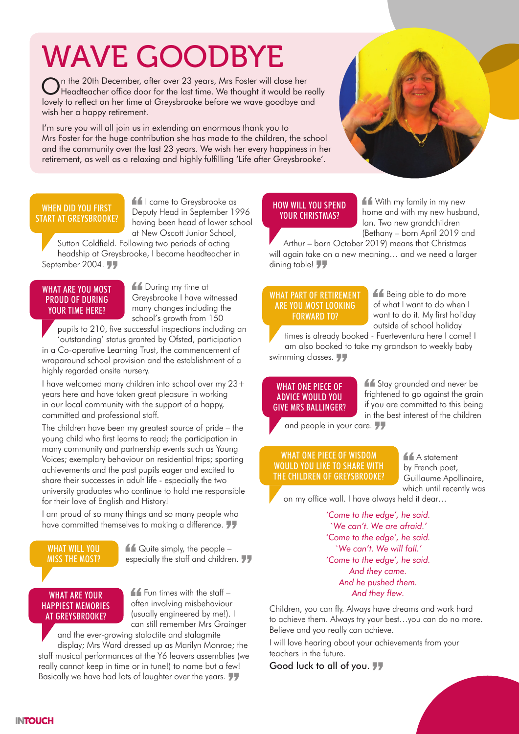# WAVE GOODBYE

On the 20th December, after over 23 years, Mrs Foster will close her Headteacher office door for the last time. We thought it would be really lovely to reflect on her time at Greysbrooke before we wave goodbye and wish her a happy retirement.

I'm sure you will all join us in extending an enormous thank you to Mrs Foster for the huge contribution she has made to the children, the school and the community over the last 23 years. We wish her every happiness in her retirement, as well as a relaxing and highly fulfilling 'Life after Greysbrooke'.

### WHEN DID YOU FIRST START AT GREYSBROOKE?

"I came to Greysbrooke as Deputy Head in September 1996 having been head of lower school at New Oscott Junior School, Sutton Coldfield. Following two periods of acting headship at Greysbrooke, I became headteacher in September 2004."

### WHAT ARE YOU MOST PROUD OF DURING YOUR TIME HERE?

"During my time at Greysbrooke I have witnessed many changes including the school's growth from 150 pupils to 210, five successful inspections including an 'outstanding' status granted by Ofsted, participation in a Co-operative Learning Trust, the commencement of wraparound school provision and the establishment of a highly regarded onsite nursery.

I have welcomed many children into school over my 23+ years here and have taken great pleasure in working in our local community with the support of a happy, committed and professional staff.

The children have been my greatest source of pride – the young child who first learns to read; the participation in many community and partnership events such as Young Voices; exemplary behaviour on residential trips; sporting achievements and the past pupils eager and excited to share their successes in adult life - especially the two university graduates who continue to hold me responsible for their love of English and History!

I am proud of so many things and so many people who have committed themselves to making a difference."

### WHAT WILL YOU MISS THE MOST?

"Quite simply, the people – especially the staff and children."

### WHAT ARE YOUR HAPPIEST MEMORIES AT GREYSBROOKE?

"Fun times with the staff – often involving misbehaviour (usually engineered by me!). I can still remember Mrs Grainger and the ever-growing stalactite and stalagmite display; Mrs Ward dressed up as Marilyn Monroe; the staff musical performances at the Y6 leavers assemblies (we really cannot keep in time or in tune!) to name but a few! Basically we have had lots of laughter over the years."

### HOW WILL YOU SPEND YOUR CHRISTMAS?

"With my family in my new home and with my new husband, Ian. Two new grandchildren (Bethany – born April 2019 and Arthur – born October 2019) means that Christmas will again take on a new meaning… and we need a larger dining table!"

### WHAT PART OF RETIREMENT ARE YOU MOST LOOKING FORWARD TO?

"Being able to do more of what I want to do when I want to do it. My first holiday outside of school holiday times is already booked - Fuerteventura here I come! I am also booked to take my grandson to weekly baby swimming classes."

### WHAT ONE PIECE OF ADVICE WOULD YOU GIVE MRS BALLINGER?

"Stay grounded and never be frightened to go against the grain if you are committed to this being in the best interest of the children and people in your care."

### WHAT ONE PIECE OF WISDOM WOULD YOU LIKE TO SHARE WITH THE CHILDREN OF GREYSBROOKE?

"A statement by French poet, Guillaume Apollinaire, which until recently was on my office wall. I have always held it dear…

*'Come to the edge', he said.*
*`We can't. We are afraid.'*
*'Come to the edge', he said.*
*`We can't. We will fall.'*
*'Come to the edge', he said.*
*And they came.*
*And he pushed them.*
*And they flew.*

Children, you can fly. Always have dreams and work hard to achieve them. Always try your best…you can do no more. Believe and you really can achieve.

I will love hearing about your achievements from your teachers in the future.

Good luck to all of you."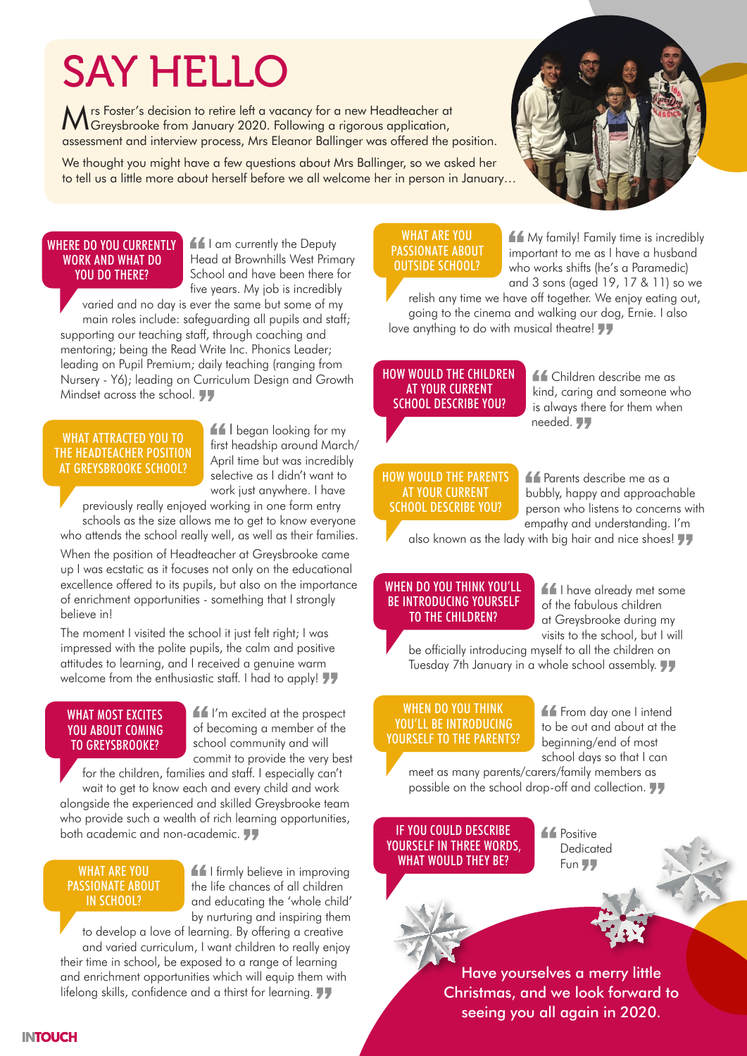# SAY HELLO

Mrs Foster's decision to retire left a vacancy for a new Headteacher at Greysbrooke from January 2020. Following a rigorous application, assessment and interview process, Mrs Eleanor Ballinger was offered the position.

We thought you might have a few questions about Mrs Ballinger, so we asked her to tell us a little more about herself before we all welcome her in person in January…

### WHERE DO YOU CURRENTLY WORK AND WHAT DO YOU DO THERE?

"I am currently the Deputy Head at Brownhills West Primary School and have been there for five years. My job is incredibly varied and no day is ever the same but some of my main roles include: safeguarding all pupils and staff; supporting our teaching staff, through coaching and mentoring; being the Read Write Inc. Phonics Leader; leading on Pupil Premium; daily teaching (ranging from Nursery - Y6); leading on Curriculum Design and Growth Mindset across the school."

### WHAT ATTRACTED YOU TO THE HEADTEACHER POSITION AT GREYSBROOKE SCHOOL?

"I began looking for my first headship around March/April time but was incredibly selective as I didn't want to work just anywhere. I have previously really enjoyed working in one form entry schools as the size allows me to get to know everyone who attends the school really well, as well as their families.

When the position of Headteacher at Greysbrooke came up I was ecstatic as it focuses not only on the educational excellence offered to its pupils, but also on the importance of enrichment opportunities - something that I strongly believe in!

The moment I visited the school it just felt right; I was impressed with the polite pupils, the calm and positive attitudes to learning, and I received a genuine warm welcome from the enthusiastic staff. I had to apply!"

### WHAT MOST EXCITES YOU ABOUT COMING TO GREYSBROOKE?

"I'm excited at the prospect of becoming a member of the school community and will commit to provide the very best for the children, families and staff. I especially can't wait to get to know each and every child and work alongside the experienced and skilled Greysbrooke team who provide such a wealth of rich learning opportunities, both academic and non-academic."

### WHAT ARE YOU PASSIONATE ABOUT IN SCHOOL?

"I firmly believe in improving the life chances of all children and educating the 'whole child' by nurturing and inspiring them to develop a love of learning. By offering a creative and varied curriculum, I want children to really enjoy their time in school, be exposed to a range of learning and enrichment opportunities which will equip them with lifelong skills, confidence and a thirst for learning."

### WHAT ARE YOU PASSIONATE ABOUT OUTSIDE SCHOOL?

"My family! Family time is incredibly important to me as I have a husband who works shifts (he's a Paramedic) and 3 sons (aged 19, 17 & 11) so we relish any time we have off together. We enjoy eating out, going to the cinema and walking our dog, Ernie. I also love anything to do with musical theatre!"

### HOW WOULD THE CHILDREN AT YOUR CURRENT SCHOOL DESCRIBE YOU?

"Children describe me as kind, caring and someone who is always there for them when needed."

### HOW WOULD THE PARENTS AT YOUR CURRENT SCHOOL DESCRIBE YOU?

"Parents describe me as a bubbly, happy and approachable person who listens to concerns with empathy and understanding. I'm also known as the lady with big hair and nice shoes!"

### WHEN DO YOU THINK YOU'LL BE INTRODUCING YOURSELF TO THE CHILDREN?

"I have already met some of the fabulous children at Greysbrooke during my visits to the school, but I will be officially introducing myself to all the children on Tuesday 7th January in a whole school assembly."

### WHEN DO YOU THINK YOU'LL BE INTRODUCING YOURSELF TO THE PARENTS?

"From day one I intend to be out and about at the beginning/end of most school days so that I can meet as many parents/carers/family members as possible on the school drop-off and collection."

### IF YOU COULD DESCRIBE YOURSELF IN THREE WORDS, WHAT WOULD THEY BE?

"Positive
Dedicated
Fun"

Have yourselves a merry little Christmas, and we look forward to seeing you all again in 2020.